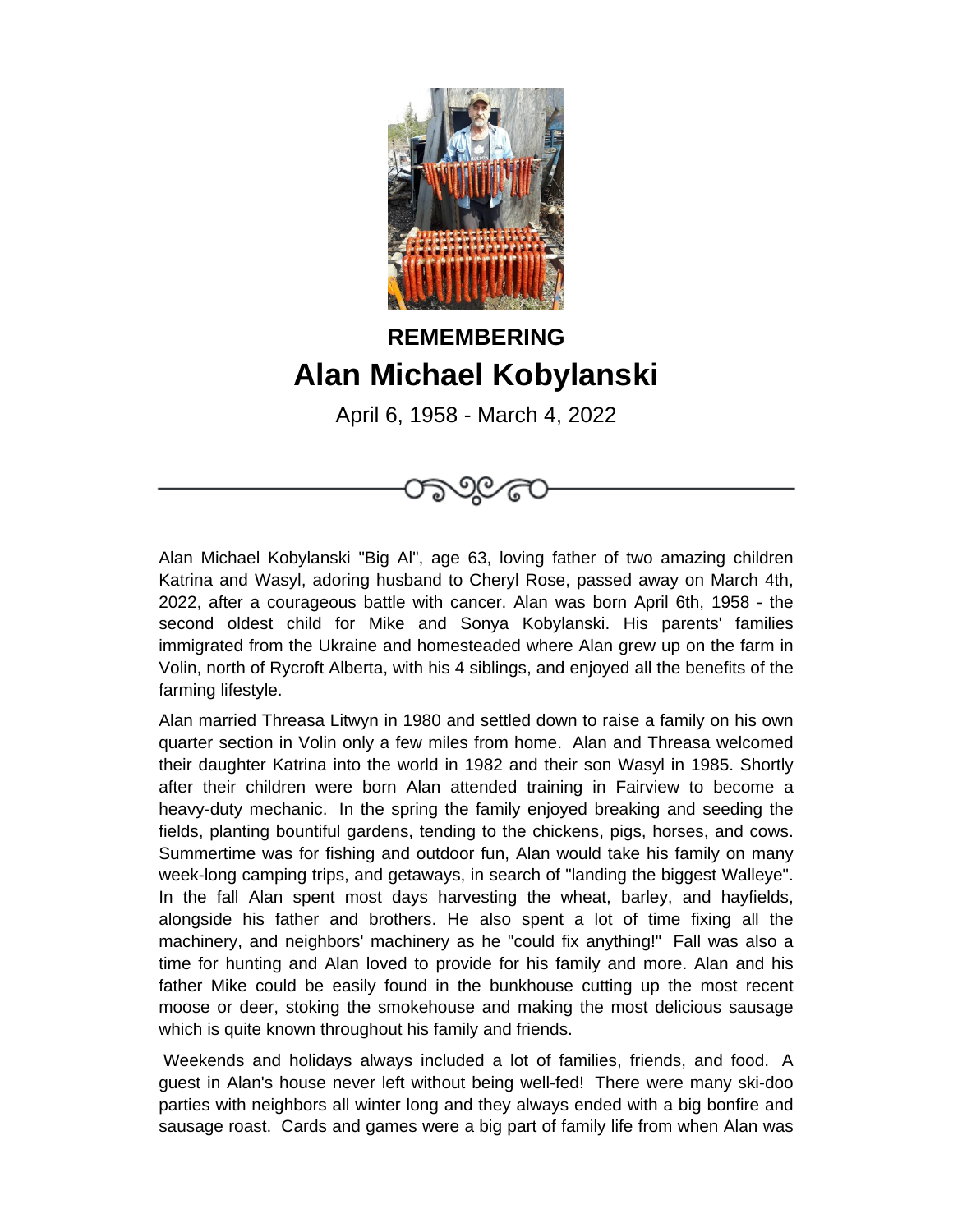**REMEMBERING**

# Alan Michael Kobylanski

April 6, 1958 - March 4, 2022

Alan Michael Kobylanski "Big Al", age 63, loving father of two amazing children Katrina and Wasyl, adoring husband to Cheryl Rose, passed away on March 4th, 2022, after a courageous battle with cancer. Alan was born April 6th, 1958 - the second oldest child for Mike and Sonya Kobylanski. His parents' families immigrated from the Ukraine and homesteaded where Alan grew up on the farm in Volin, north of Rycroft Alberta, with his 4 siblings, and enjoyed all the benefits of the farming lifestyle.

Alan married Threasa Litwyn in 1980 and settled down to raise a family on his own quarter section in Volin only a few miles from home. Alan and Threasa welcomed their daughter Katrina into the world in 1982 and their son Wasyl in 1985. Shortly after their children were born Alan attended training in Fairview to become a heavy-duty mechanic. In the spring the family enjoyed breaking and seeding the fields, planting bountiful gardens, tending to the chickens, pigs, horses, and cows. Summertime was for fishing and outdoor fun, Alan would take his family on many week-long camping trips, and getaways, in search of "landing the biggest Walleye". In the fall Alan spent most days harvesting the wheat, barley, and hayfields, alongside his father and brothers. He also spent a lot of time fixing all the machinery, and neighbors' machinery as he "could fix anything!" Fall was also a time for hunting and Alan loved to provide for his family and more. Alan and his father Mike could be easily found in the bunkhouse cutting up the most recent moose or deer, stoking the smokehouse and making the most delicious sausage which is quite known throughout his family and friends.

Weekends and holidays always included a lot of families, friends, and food. A guest in Alan's house never left without being well-fed! There were many ski-doo parties with neighbors all winter long and they always ended with a big bonfire and sausage roast. Cards and games were a big part of family life from when Alan was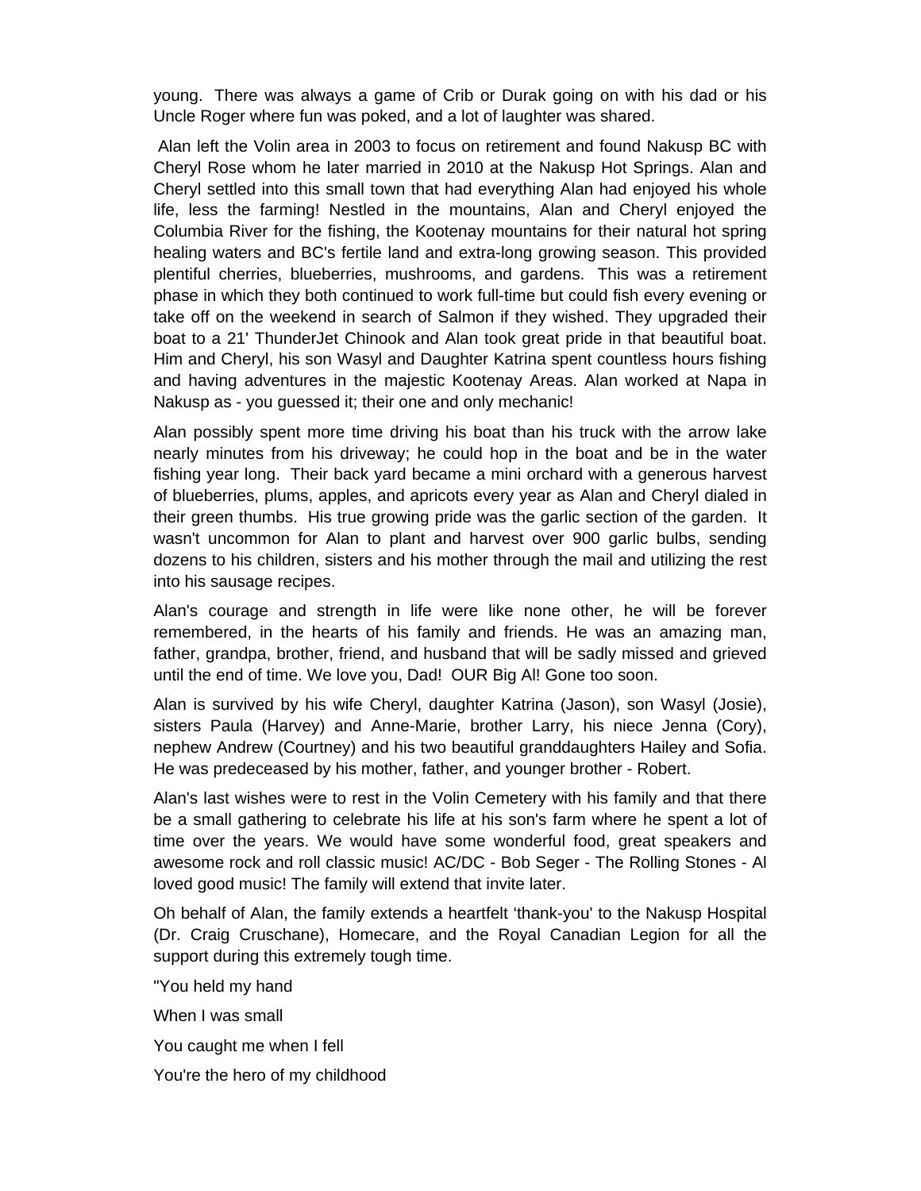young. There was always a game of Crib or Durak going on with his dad or his Uncle Roger where fun was poked, and a lot of laughter was shared.

Alan left the Volin area in 2003 to focus on retirement and found Nakusp BC with Cheryl Rose whom he later married in 2010 at the Nakusp Hot Springs. Alan and Cheryl settled into this small town that had everything Alan had enjoyed his whole life, less the farming! Nestled in the mountains, Alan and Cheryl enjoyed the Columbia River for the fishing, the Kootenay mountains for their natural hot spring healing waters and BC's fertile land and extra-long growing season. This provided plentiful cherries, blueberries, mushrooms, and gardens. This was a retirement phase in which they both continued to work full-time but could fish every evening or take off on the weekend in search of Salmon if they wished. They upgraded their boat to a 21' ThunderJet Chinook and Alan took great pride in that beautiful boat. Him and Cheryl, his son Wasyl and Daughter Katrina spent countless hours fishing and having adventures in the majestic Kootenay Areas. Alan worked at Napa in Nakusp as - you guessed it; their one and only mechanic!

Alan possibly spent more time driving his boat than his truck with the arrow lake nearly minutes from his driveway; he could hop in the boat and be in the water fishing year long. Their back yard became a mini orchard with a generous harvest of blueberries, plums, apples, and apricots every year as Alan and Cheryl dialed in their green thumbs. His true growing pride was the garlic section of the garden. It wasn't uncommon for Alan to plant and harvest over 900 garlic bulbs, sending dozens to his children, sisters and his mother through the mail and utilizing the rest into his sausage recipes.

Alan's courage and strength in life were like none other, he will be forever remembered, in the hearts of his family and friends. He was an amazing man, father, grandpa, brother, friend, and husband that will be sadly missed and grieved until the end of time. We love you, Dad! OUR Big Al! Gone too soon.

Alan is survived by his wife Cheryl, daughter Katrina (Jason), son Wasyl (Josie), sisters Paula (Harvey) and Anne-Marie, brother Larry, his niece Jenna (Cory), nephew Andrew (Courtney) and his two beautiful granddaughters Hailey and Sofia. He was predeceased by his mother, father, and younger brother - Robert.

Alan's last wishes were to rest in the Volin Cemetery with his family and that there be a small gathering to celebrate his life at his son's farm where he spent a lot of time over the years. We would have some wonderful food, great speakers and awesome rock and roll classic music! AC/DC - Bob Seger - The Rolling Stones - Al loved good music! The family will extend that invite later.

Oh behalf of Alan, the family extends a heartfelt 'thank-you' to the Nakusp Hospital (Dr. Craig Cruschane), Homecare, and the Royal Canadian Legion for all the support during this extremely tough time.

"You held my hand

When I was small

You caught me when I fell

You're the hero of my childhood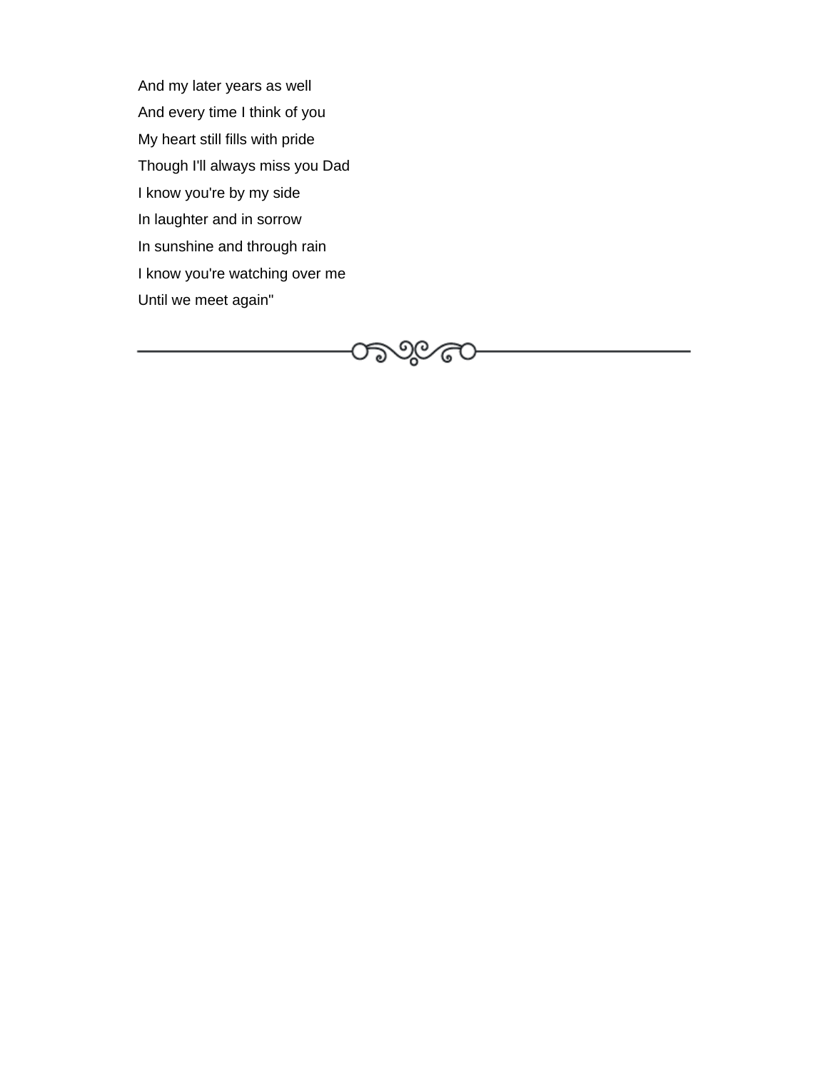And my later years as well

And every time I think of you

My heart still fills with pride

Though I'll always miss you Dad

I know you're by my side

In laughter and in sorrow

In sunshine and through rain

I know you're watching over me

Until we meet again"